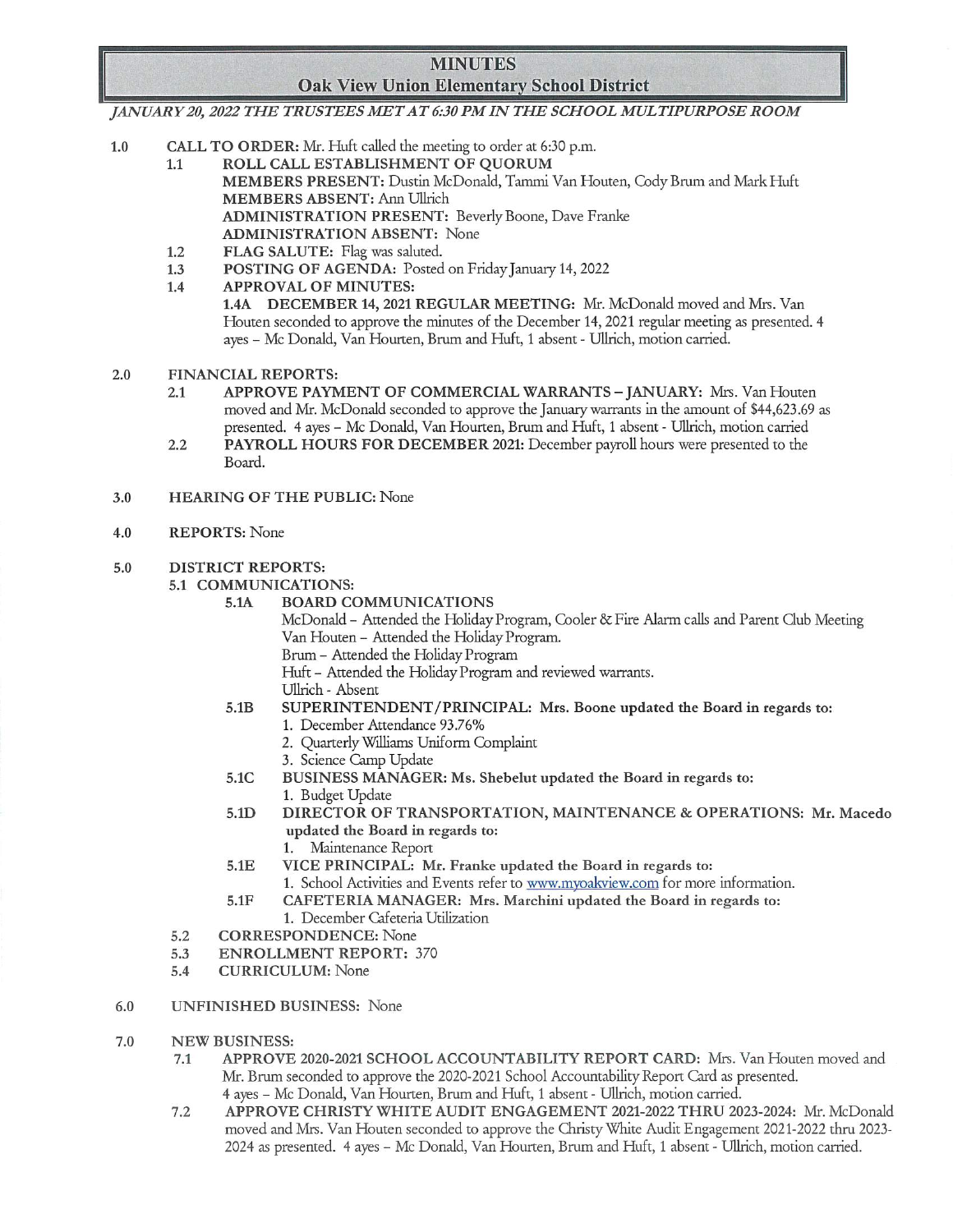# MINUTES

## Oak View Union Elementary School District

*JANUARY 20, 2022 THE TRUSTEES MET AT 6:30 PM IN THE SCHOOL MULTIPURPOSE ROOM*

**1.0 CALL TO ORDER:** Mr. Huft called the meeting to order at 6:30 p.m.

- **1.1 ROLL CALL ESTABLISHMENT OF QUORUM**
  **MEMBERS PRESENT:** Dustin McDonald, Tammi Van Houten, Cody Brum and Mark Huft
  **MEMBERS ABSENT:** Ann Ullrich
  **ADMINISTRATION PRESENT:** Beverly Boone, Dave Franke
  **ADMINISTRATION ABSENT:** None
- **1.2 FLAG SALUTE:** Flag was saluted.
- **1.3 POSTING OF AGENDA:** Posted on Friday January 14, 2022
- **1.4 APPROVAL OF MINUTES:**
  **1.4A DECEMBER 14, 2021 REGULAR MEETING:** Mr. McDonald moved and Mrs. Van Houten seconded to approve the minutes of the December 14, 2021 regular meeting as presented. 4 ayes – Mc Donald, Van Hourten, Brum and Huft, 1 absent - Ullrich, motion carried.

**2.0 FINANCIAL REPORTS:**

- **2.1 APPROVE PAYMENT OF COMMERCIAL WARRANTS – JANUARY:** Mrs. Van Houten moved and Mr. McDonald seconded to approve the January warrants in the amount of $44,623.69 as presented. 4 ayes – Mc Donald, Van Hourten, Brum and Huft, 1 absent - Ullrich, motion carried
- **2.2 PAYROLL HOURS FOR DECEMBER 2021:** December payroll hours were presented to the Board.

**3.0 HEARING OF THE PUBLIC:** None

**4.0 REPORTS:** None

**5.0 DISTRICT REPORTS:**

**5.1 COMMUNICATIONS:**

- **5.1A BOARD COMMUNICATIONS**
  McDonald – Attended the Holiday Program, Cooler & Fire Alarm calls and Parent Club Meeting
  Van Houten – Attended the Holiday Program.
  Brum – Attended the Holiday Program
  Huft – Attended the Holiday Program and reviewed warrants.
  Ullrich - Absent
- **5.1B SUPERINTENDENT/PRINCIPAL: Mrs. Boone updated the Board in regards to:**
  1. December Attendance 93.76%
  2. Quarterly Williams Uniform Complaint
  3. Science Camp Update
- **5.1C BUSINESS MANAGER: Ms. Shebelut updated the Board in regards to:**
  1. Budget Update
- **5.1D DIRECTOR OF TRANSPORTATION, MAINTENANCE & OPERATIONS: Mr. Macedo updated the Board in regards to:**
  1. Maintenance Report
- **5.1E VICE PRINCIPAL: Mr. Franke updated the Board in regards to:**
  1. School Activities and Events refer to www.myoakview.com for more information.
- **5.1F CAFETERIA MANAGER: Mrs. Marchini updated the Board in regards to:**
  1. December Cafeteria Utilization

- **5.2 CORRESPONDENCE:** None
- **5.3 ENROLLMENT REPORT:** 370
- **5.4 CURRICULUM:** None

**6.0 UNFINISHED BUSINESS:** None

**7.0 NEW BUSINESS:**

- **7.1 APPROVE 2020-2021 SCHOOL ACCOUNTABILITY REPORT CARD:** Mrs. Van Houten moved and Mr. Brum seconded to approve the 2020-2021 School Accountability Report Card as presented. 4 ayes – Mc Donald, Van Hourten, Brum and Huft, 1 absent - Ullrich, motion carried.
- **7.2 APPROVE CHRISTY WHITE AUDIT ENGAGEMENT 2021-2022 THRU 2023-2024:** Mr. McDonald moved and Mrs. Van Houten seconded to approve the Christy White Audit Engagement 2021-2022 thru 2023-2024 as presented. 4 ayes – Mc Donald, Van Hourten, Brum and Huft, 1 absent - Ullrich, motion carried.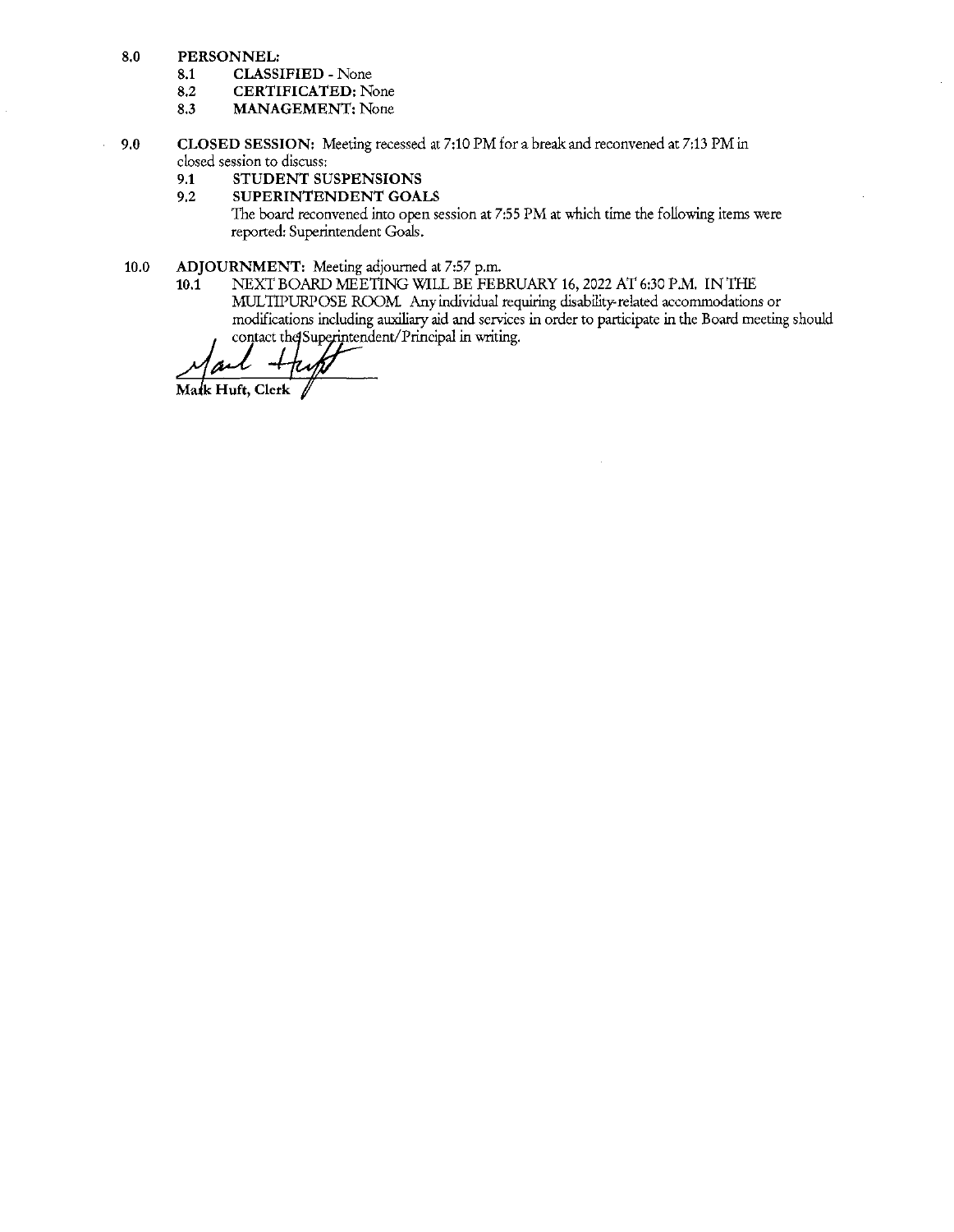**8.0 PERSONNEL:**

- **8.1 CLASSIFIED** - None
- **8.2 CERTIFICATED:** None
- **8.3 MANAGEMENT:** None

**9.0 CLOSED SESSION:** Meeting recessed at 7:10 PM for a break and reconvened at 7:13 PM in closed session to discuss:

- **9.1 STUDENT SUSPENSIONS**
- **9.2 SUPERINTENDENT GOALS**

  The board reconvened into open session at 7:55 PM at which time the following items were reported: Superintendent Goals.

**10.0 ADJOURNMENT:** Meeting adjourned at 7:57 p.m.

- **10.1** NEXT BOARD MEETING WILL BE FEBRUARY 16, 2022 AT 6:30 P.M. IN THE MULTIPURPOSE ROOM. Any individual requiring disability-related accommodations or modifications including auxiliary aid and services in order to participate in the Board meeting should contact the Superintendent/Principal in writing.

**Mark Huft, Clerk**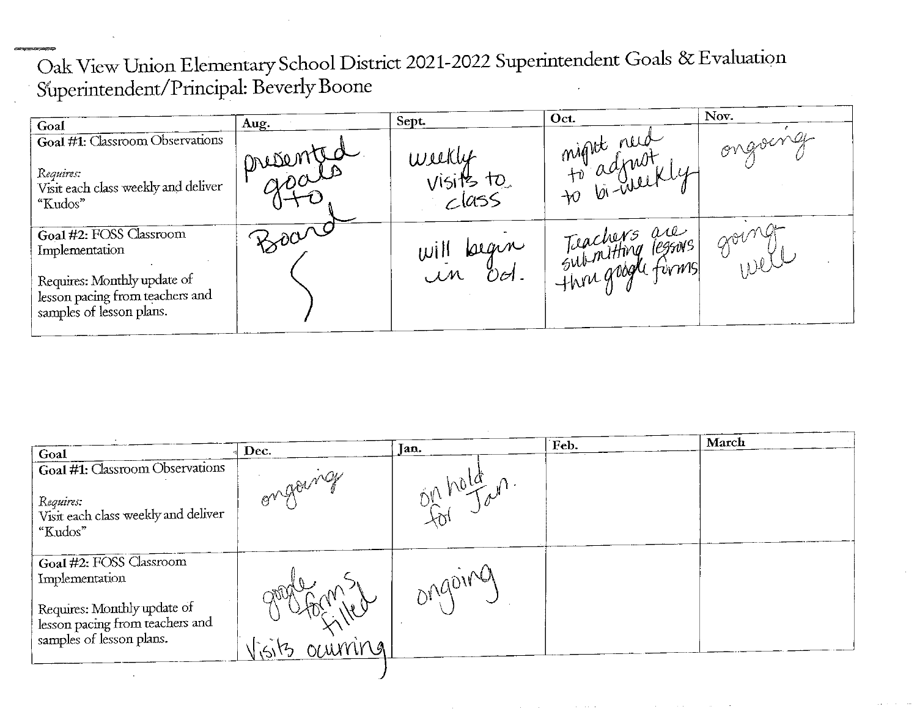Oak View Union Elementary School District 2021-2022 Superintendent Goals & Evaluation
Superintendent/Principal: Beverly Boone

| Goal | Aug. | Sept. | Oct. | Nov. |
|---|---|---|---|---|
| **Goal #1:** Classroom Observations<br><br>*Requires:*<br>Visit each class weekly and deliver "Kudos" | presented goals to Board | weekly visits to class | might need to adjust to bi-weekly | ongoing |
| **Goal #2:** FOSS Classroom Implementation<br><br>Requires: Monthly update of lesson pacing from teachers and samples of lesson plans. | | will begin in Oct. | Teachers are submitting lessons thru google forms | going well |

| Goal | Dec. | Jan. | Feb. | March |
|---|---|---|---|---|
| **Goal #1:** Classroom Observations<br><br>*Requires:*<br>Visit each class weekly and deliver "Kudos" | ongoing | on hold for Jan. | | |
| **Goal #2:** FOSS Classroom Implementation<br><br>Requires: Monthly update of lesson pacing from teachers and samples of lesson plans. | google forms filled<br>Visits occurring | ongoing | | |